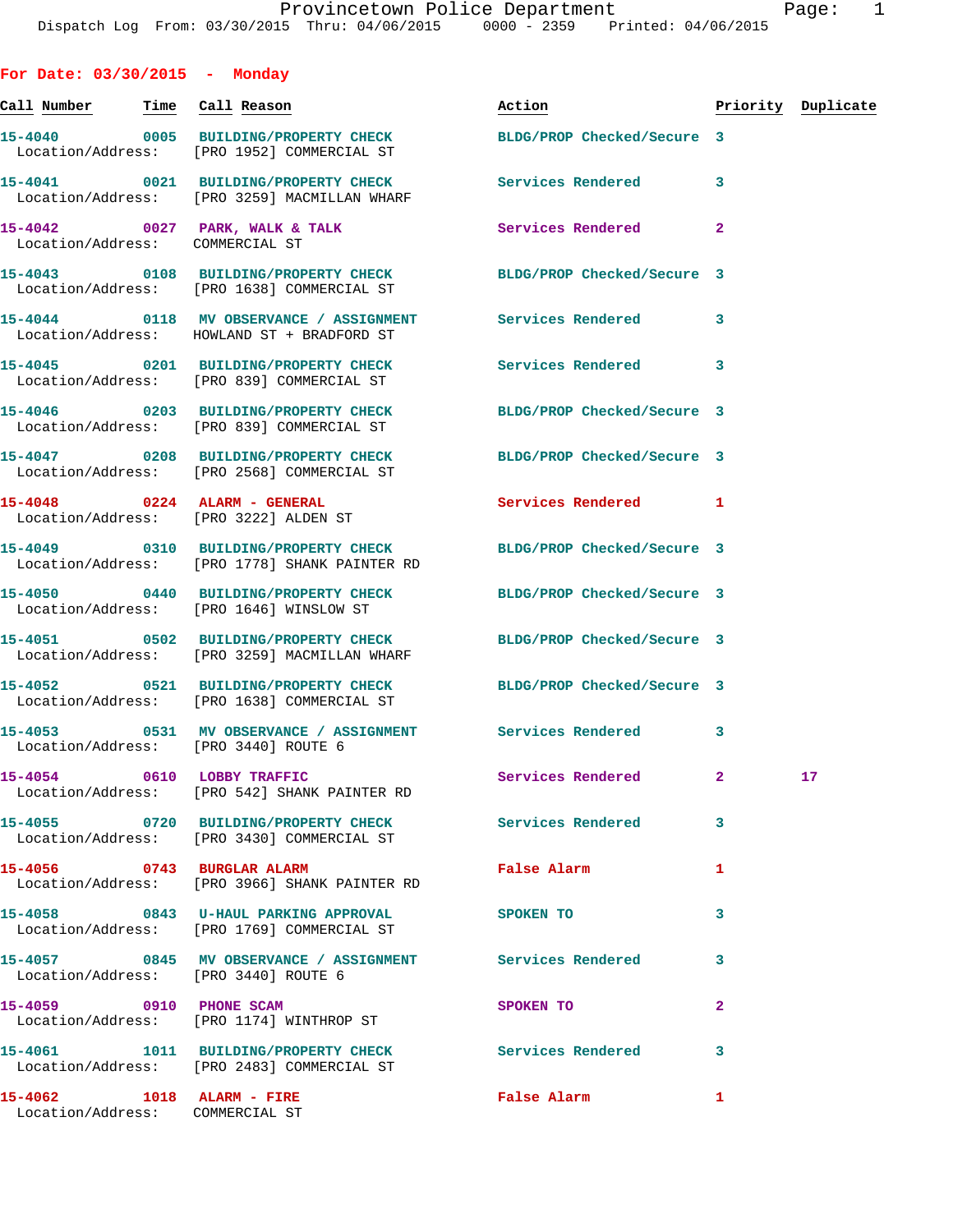Dispatch Log From: 03/30/2015 Thru: 04/06/2015 0000 - 2359 Printed: 04/06/2015

## For Date: 03/30/2015 - Monday

| Call Number | Time | Call Reason | Action | Priority | Duplicate |
|---|---|---|---|---|---|
| 15-4040 | 0005 | BUILDING/PROPERTY CHECK | BLDG/PROP Checked/Secure | 3 | |
| Location/Address: | | [PRO 1952] COMMERCIAL ST | | | |
| 15-4041 | 0021 | BUILDING/PROPERTY CHECK | Services Rendered | 3 | |
| Location/Address: | | [PRO 3259] MACMILLAN WHARF | | | |
| 15-4042 | 0027 | PARK, WALK & TALK | Services Rendered | 2 | |
| Location/Address: | | COMMERCIAL ST | | | |
| 15-4043 | 0108 | BUILDING/PROPERTY CHECK | BLDG/PROP Checked/Secure | 3 | |
| Location/Address: | | [PRO 1638] COMMERCIAL ST | | | |
| 15-4044 | 0118 | MV OBSERVANCE / ASSIGNMENT | Services Rendered | 3 | |
| Location/Address: | | HOWLAND ST + BRADFORD ST | | | |
| 15-4045 | 0201 | BUILDING/PROPERTY CHECK | Services Rendered | 3 | |
| Location/Address: | | [PRO 839] COMMERCIAL ST | | | |
| 15-4046 | 0203 | BUILDING/PROPERTY CHECK | BLDG/PROP Checked/Secure | 3 | |
| Location/Address: | | [PRO 839] COMMERCIAL ST | | | |
| 15-4047 | 0208 | BUILDING/PROPERTY CHECK | BLDG/PROP Checked/Secure | 3 | |
| Location/Address: | | [PRO 2568] COMMERCIAL ST | | | |
| 15-4048 | 0224 | ALARM - GENERAL | Services Rendered | 1 | |
| Location/Address: | | [PRO 3222] ALDEN ST | | | |
| 15-4049 | 0310 | BUILDING/PROPERTY CHECK | BLDG/PROP Checked/Secure | 3 | |
| Location/Address: | | [PRO 1778] SHANK PAINTER RD | | | |
| 15-4050 | 0440 | BUILDING/PROPERTY CHECK | BLDG/PROP Checked/Secure | 3 | |
| Location/Address: | | [PRO 1646] WINSLOW ST | | | |
| 15-4051 | 0502 | BUILDING/PROPERTY CHECK | BLDG/PROP Checked/Secure | 3 | |
| Location/Address: | | [PRO 3259] MACMILLAN WHARF | | | |
| 15-4052 | 0521 | BUILDING/PROPERTY CHECK | BLDG/PROP Checked/Secure | 3 | |
| Location/Address: | | [PRO 1638] COMMERCIAL ST | | | |
| 15-4053 | 0531 | MV OBSERVANCE / ASSIGNMENT | Services Rendered | 3 | |
| Location/Address: | | [PRO 3440] ROUTE 6 | | | |
| 15-4054 | 0610 | LOBBY TRAFFIC | Services Rendered | 2 | 17 |
| Location/Address: | | [PRO 542] SHANK PAINTER RD | | | |
| 15-4055 | 0720 | BUILDING/PROPERTY CHECK | Services Rendered | 3 | |
| Location/Address: | | [PRO 3430] COMMERCIAL ST | | | |
| 15-4056 | 0743 | BURGLAR ALARM | False Alarm | 1 | |
| Location/Address: | | [PRO 3966] SHANK PAINTER RD | | | |
| 15-4058 | 0843 | U-HAUL PARKING APPROVAL | SPOKEN TO | 3 | |
| Location/Address: | | [PRO 1769] COMMERCIAL ST | | | |
| 15-4057 | 0845 | MV OBSERVANCE / ASSIGNMENT | Services Rendered | 3 | |
| Location/Address: | | [PRO 3440] ROUTE 6 | | | |
| 15-4059 | 0910 | PHONE SCAM | SPOKEN TO | 2 | |
| Location/Address: | | [PRO 1174] WINTHROP ST | | | |
| 15-4061 | 1011 | BUILDING/PROPERTY CHECK | Services Rendered | 3 | |
| Location/Address: | | [PRO 2483] COMMERCIAL ST | | | |
| 15-4062 | 1018 | ALARM - FIRE | False Alarm | 1 | |
| Location/Address: | | COMMERCIAL ST | | | |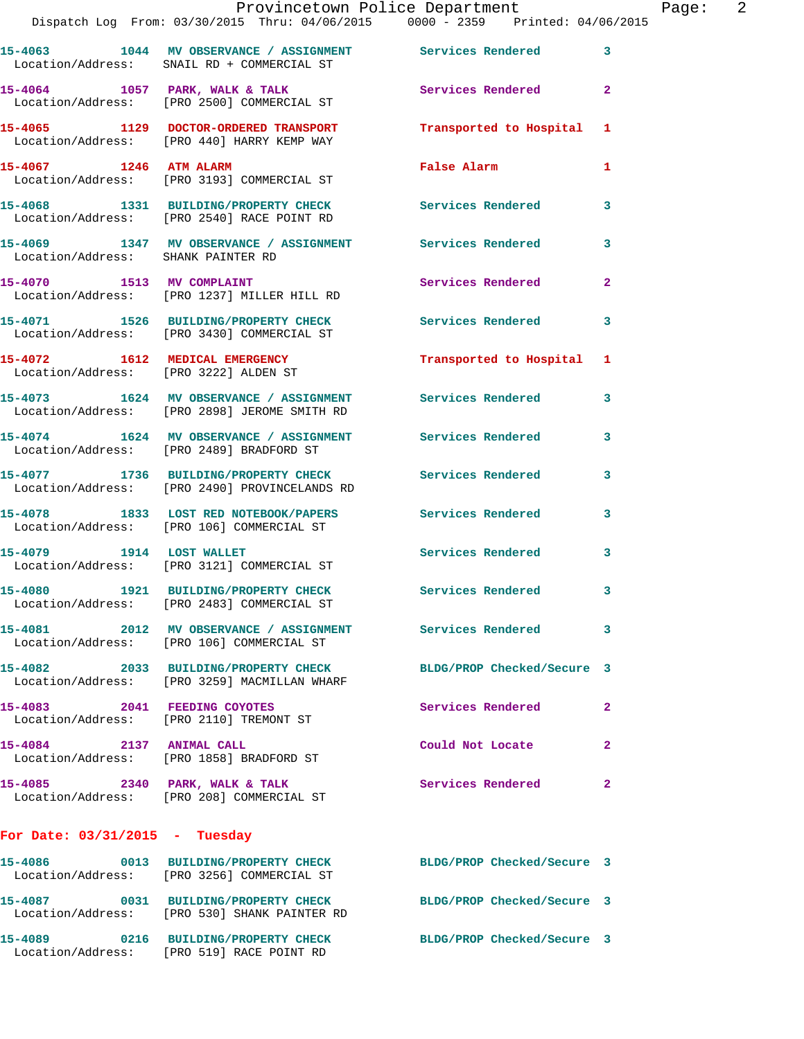| Call # | Time | Type | Disposition | Priority |
|---|---|---|---|---|
| 15-4063 | 1044 | MV OBSERVANCE / ASSIGNMENT | Services Rendered | 3 |
| Location/Address: SNAIL RD + COMMERCIAL ST | | | | |
| 15-4064 | 1057 | PARK, WALK & TALK | Services Rendered | 2 |
| Location/Address: [PRO 2500] COMMERCIAL ST | | | | |
| 15-4065 | 1129 | DOCTOR-ORDERED TRANSPORT | Transported to Hospital | 1 |
| Location/Address: [PRO 440] HARRY KEMP WAY | | | | |
| 15-4067 | 1246 | ATM ALARM | False Alarm | 1 |
| Location/Address: [PRO 3193] COMMERCIAL ST | | | | |
| 15-4068 | 1331 | BUILDING/PROPERTY CHECK | Services Rendered | 3 |
| Location/Address: [PRO 2540] RACE POINT RD | | | | |
| 15-4069 | 1347 | MV OBSERVANCE / ASSIGNMENT | Services Rendered | 3 |
| Location/Address: SHANK PAINTER RD | | | | |
| 15-4070 | 1513 | MV COMPLAINT | Services Rendered | 2 |
| Location/Address: [PRO 1237] MILLER HILL RD | | | | |
| 15-4071 | 1526 | BUILDING/PROPERTY CHECK | Services Rendered | 3 |
| Location/Address: [PRO 3430] COMMERCIAL ST | | | | |
| 15-4072 | 1612 | MEDICAL EMERGENCY | Transported to Hospital | 1 |
| Location/Address: [PRO 3222] ALDEN ST | | | | |
| 15-4073 | 1624 | MV OBSERVANCE / ASSIGNMENT | Services Rendered | 3 |
| Location/Address: [PRO 2898] JEROME SMITH RD | | | | |
| 15-4074 | 1624 | MV OBSERVANCE / ASSIGNMENT | Services Rendered | 3 |
| Location/Address: [PRO 2489] BRADFORD ST | | | | |
| 15-4077 | 1736 | BUILDING/PROPERTY CHECK | Services Rendered | 3 |
| Location/Address: [PRO 2490] PROVINCELANDS RD | | | | |
| 15-4078 | 1833 | LOST RED NOTEBOOK/PAPERS | Services Rendered | 3 |
| Location/Address: [PRO 106] COMMERCIAL ST | | | | |
| 15-4079 | 1914 | LOST WALLET | Services Rendered | 3 |
| Location/Address: [PRO 3121] COMMERCIAL ST | | | | |
| 15-4080 | 1921 | BUILDING/PROPERTY CHECK | Services Rendered | 3 |
| Location/Address: [PRO 2483] COMMERCIAL ST | | | | |
| 15-4081 | 2012 | MV OBSERVANCE / ASSIGNMENT | Services Rendered | 3 |
| Location/Address: [PRO 106] COMMERCIAL ST | | | | |
| 15-4082 | 2033 | BUILDING/PROPERTY CHECK | BLDG/PROP Checked/Secure | 3 |
| Location/Address: [PRO 3259] MACMILLAN WHARF | | | | |
| 15-4083 | 2041 | FEEDING COYOTES | Services Rendered | 2 |
| Location/Address: [PRO 2110] TREMONT ST | | | | |
| 15-4084 | 2137 | ANIMAL CALL | Could Not Locate | 2 |
| Location/Address: [PRO 1858] BRADFORD ST | | | | |
| 15-4085 | 2340 | PARK, WALK & TALK | Services Rendered | 2 |
| Location/Address: [PRO 208] COMMERCIAL ST | | | | |

## For Date: 03/31/2015 - Tuesday

| Call # | Time | Type | Disposition | Priority |
|---|---|---|---|---|
| 15-4086 | 0013 | BUILDING/PROPERTY CHECK | BLDG/PROP Checked/Secure | 3 |
| Location/Address: [PRO 3256] COMMERCIAL ST | | | | |
| 15-4087 | 0031 | BUILDING/PROPERTY CHECK | BLDG/PROP Checked/Secure | 3 |
| Location/Address: [PRO 530] SHANK PAINTER RD | | | | |
| 15-4089 | 0216 | BUILDING/PROPERTY CHECK | BLDG/PROP Checked/Secure | 3 |
| Location/Address: [PRO 519] RACE POINT RD | | | | |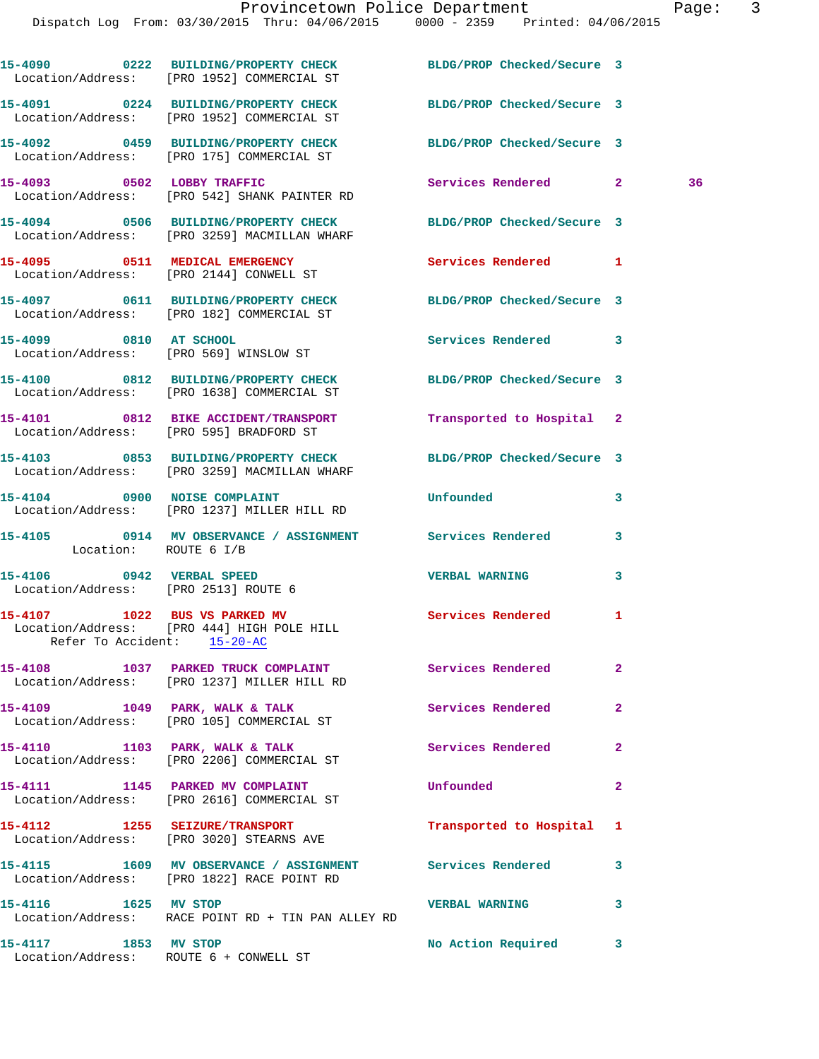15-4090 0222 BUILDING/PROPERTY CHECK BLDG/PROP Checked/Secure 3
Location/Address: [PRO 1952] COMMERCIAL ST

15-4091 0224 BUILDING/PROPERTY CHECK BLDG/PROP Checked/Secure 3
Location/Address: [PRO 1952] COMMERCIAL ST

15-4092 0459 BUILDING/PROPERTY CHECK BLDG/PROP Checked/Secure 3
Location/Address: [PRO 175] COMMERCIAL ST

15-4093 0502 LOBBY TRAFFIC Services Rendered 2 36
Location/Address: [PRO 542] SHANK PAINTER RD

15-4094 0506 BUILDING/PROPERTY CHECK BLDG/PROP Checked/Secure 3
Location/Address: [PRO 3259] MACMILLAN WHARF

15-4095 0511 MEDICAL EMERGENCY Services Rendered 1
Location/Address: [PRO 2144] CONWELL ST

15-4097 0611 BUILDING/PROPERTY CHECK BLDG/PROP Checked/Secure 3
Location/Address: [PRO 182] COMMERCIAL ST

15-4099 0810 AT SCHOOL Services Rendered 3
Location/Address: [PRO 569] WINSLOW ST

15-4100 0812 BUILDING/PROPERTY CHECK BLDG/PROP Checked/Secure 3
Location/Address: [PRO 1638] COMMERCIAL ST

15-4101 0812 BIKE ACCIDENT/TRANSPORT Transported to Hospital 2
Location/Address: [PRO 595] BRADFORD ST

15-4103 0853 BUILDING/PROPERTY CHECK BLDG/PROP Checked/Secure 3
Location/Address: [PRO 3259] MACMILLAN WHARF

15-4104 0900 NOISE COMPLAINT Unfounded 3
Location/Address: [PRO 1237] MILLER HILL RD

15-4105 0914 MV OBSERVANCE / ASSIGNMENT Services Rendered 3
Location: ROUTE 6 I/B

15-4106 0942 VERBAL SPEED VERBAL WARNING 3
Location/Address: [PRO 2513] ROUTE 6

15-4107 1022 BUS VS PARKED MV Services Rendered 1
Location/Address: [PRO 444] HIGH POLE HILL
Refer To Accident: 15-20-AC

15-4108 1037 PARKED TRUCK COMPLAINT Services Rendered 2
Location/Address: [PRO 1237] MILLER HILL RD

15-4109 1049 PARK, WALK & TALK Services Rendered 2
Location/Address: [PRO 105] COMMERCIAL ST

15-4110 1103 PARK, WALK & TALK Services Rendered 2
Location/Address: [PRO 2206] COMMERCIAL ST

15-4111 1145 PARKED MV COMPLAINT Unfounded 2
Location/Address: [PRO 2616] COMMERCIAL ST

15-4112 1255 SEIZURE/TRANSPORT Transported to Hospital 1
Location/Address: [PRO 3020] STEARNS AVE

15-4115 1609 MV OBSERVANCE / ASSIGNMENT Services Rendered 3
Location/Address: [PRO 1822] RACE POINT RD

15-4116 1625 MV STOP VERBAL WARNING 3
Location/Address: RACE POINT RD + TIN PAN ALLEY RD

15-4117 1853 MV STOP No Action Required 3
Location/Address: ROUTE 6 + CONWELL ST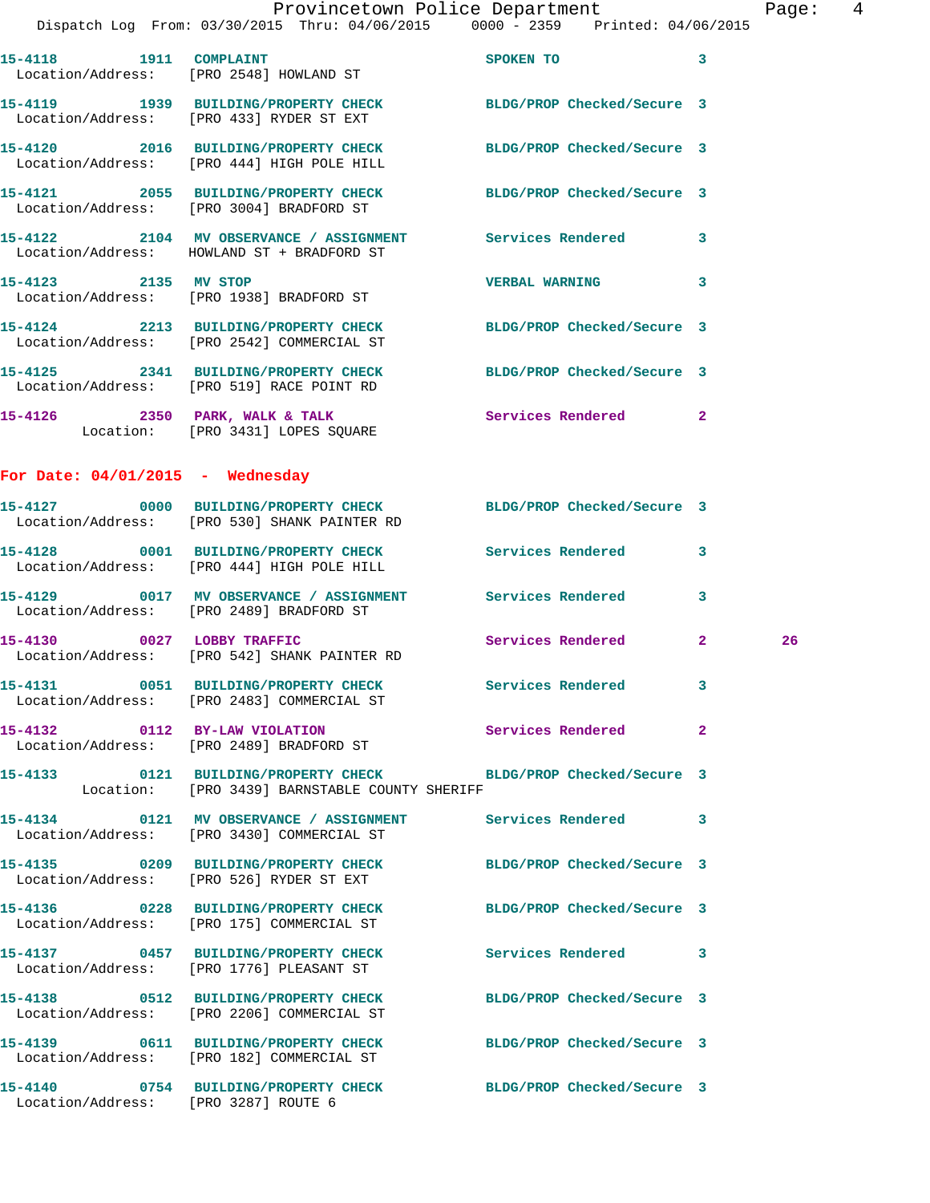15-4118 1911 COMPLAINT SPOKEN TO 3
Location/Address: [PRO 2548] HOWLAND ST

15-4119 1939 BUILDING/PROPERTY CHECK BLDG/PROP Checked/Secure 3
Location/Address: [PRO 433] RYDER ST EXT

15-4120 2016 BUILDING/PROPERTY CHECK BLDG/PROP Checked/Secure 3
Location/Address: [PRO 444] HIGH POLE HILL

15-4121 2055 BUILDING/PROPERTY CHECK BLDG/PROP Checked/Secure 3
Location/Address: [PRO 3004] BRADFORD ST

15-4122 2104 MV OBSERVANCE / ASSIGNMENT Services Rendered 3
Location/Address: HOWLAND ST + BRADFORD ST

15-4123 2135 MV STOP VERBAL WARNING 3
Location/Address: [PRO 1938] BRADFORD ST

15-4124 2213 BUILDING/PROPERTY CHECK BLDG/PROP Checked/Secure 3
Location/Address: [PRO 2542] COMMERCIAL ST

15-4125 2341 BUILDING/PROPERTY CHECK BLDG/PROP Checked/Secure 3
Location/Address: [PRO 519] RACE POINT RD

15-4126 2350 PARK, WALK & TALK Services Rendered 2
Location: [PRO 3431] LOPES SQUARE

## For Date: 04/01/2015 - Wednesday

15-4127 0000 BUILDING/PROPERTY CHECK BLDG/PROP Checked/Secure 3
Location/Address: [PRO 530] SHANK PAINTER RD

15-4128 0001 BUILDING/PROPERTY CHECK Services Rendered 3
Location/Address: [PRO 444] HIGH POLE HILL

15-4129 0017 MV OBSERVANCE / ASSIGNMENT Services Rendered 3
Location/Address: [PRO 2489] BRADFORD ST

15-4130 0027 LOBBY TRAFFIC Services Rendered 2 26
Location/Address: [PRO 542] SHANK PAINTER RD

15-4131 0051 BUILDING/PROPERTY CHECK Services Rendered 3
Location/Address: [PRO 2483] COMMERCIAL ST

15-4132 0112 BY-LAW VIOLATION Services Rendered 2
Location/Address: [PRO 2489] BRADFORD ST

15-4133 0121 BUILDING/PROPERTY CHECK BLDG/PROP Checked/Secure 3
Location: [PRO 3439] BARNSTABLE COUNTY SHERIFF

15-4134 0121 MV OBSERVANCE / ASSIGNMENT Services Rendered 3
Location/Address: [PRO 3430] COMMERCIAL ST

15-4135 0209 BUILDING/PROPERTY CHECK BLDG/PROP Checked/Secure 3
Location/Address: [PRO 526] RYDER ST EXT

15-4136 0228 BUILDING/PROPERTY CHECK BLDG/PROP Checked/Secure 3
Location/Address: [PRO 175] COMMERCIAL ST

15-4137 0457 BUILDING/PROPERTY CHECK Services Rendered 3
Location/Address: [PRO 1776] PLEASANT ST

15-4138 0512 BUILDING/PROPERTY CHECK BLDG/PROP Checked/Secure 3
Location/Address: [PRO 2206] COMMERCIAL ST

15-4139 0611 BUILDING/PROPERTY CHECK BLDG/PROP Checked/Secure 3
Location/Address: [PRO 182] COMMERCIAL ST

15-4140 0754 BUILDING/PROPERTY CHECK BLDG/PROP Checked/Secure 3
Location/Address: [PRO 3287] ROUTE 6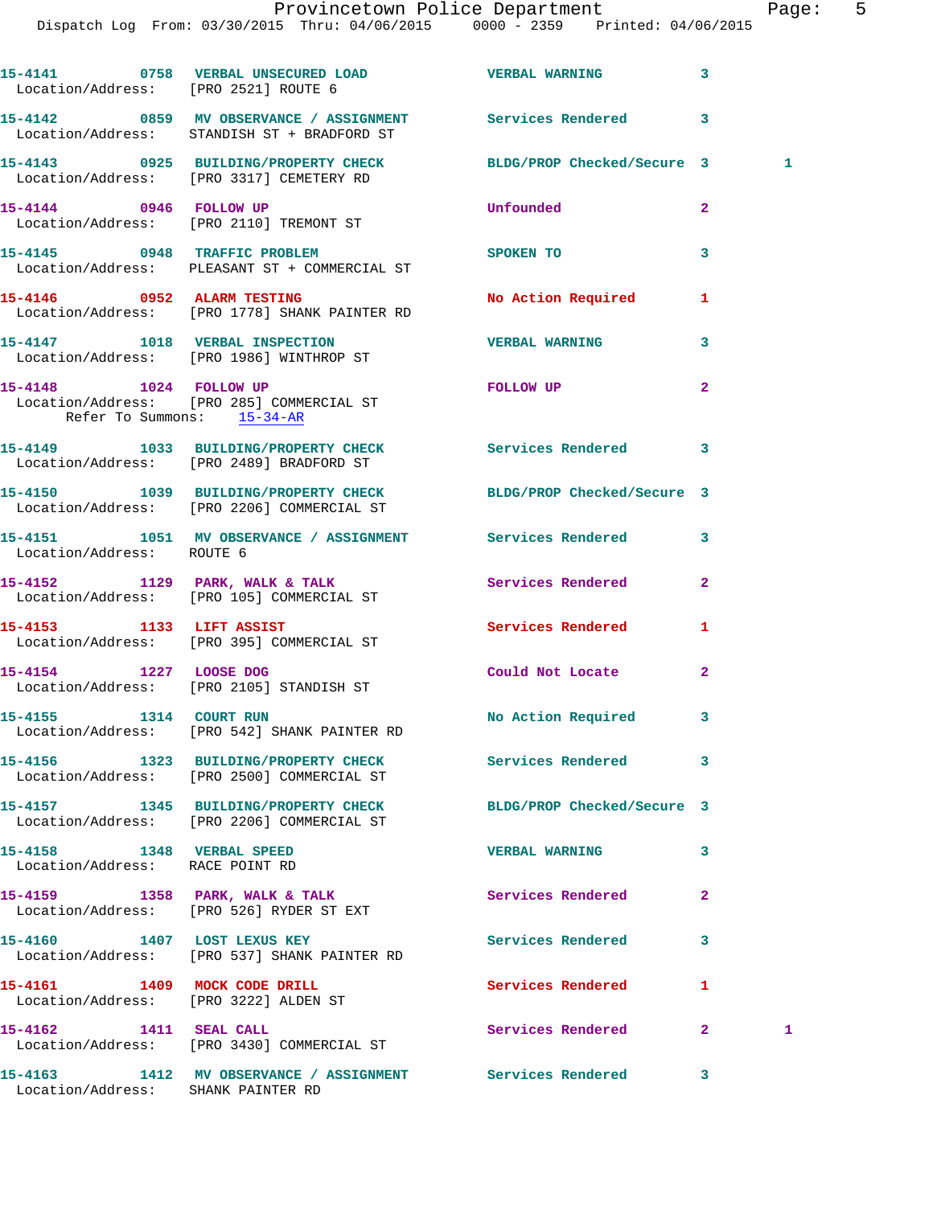15-4141 0758 VERBAL UNSECURED LOAD VERBAL WARNING 3
Location/Address: [PRO 2521] ROUTE 6

15-4142 0859 MV OBSERVANCE / ASSIGNMENT Services Rendered 3
Location/Address: STANDISH ST + BRADFORD ST

15-4143 0925 BUILDING/PROPERTY CHECK BLDG/PROP Checked/Secure 3 1
Location/Address: [PRO 3317] CEMETERY RD

15-4144 0946 FOLLOW UP Unfounded 2
Location/Address: [PRO 2110] TREMONT ST

15-4145 0948 TRAFFIC PROBLEM SPOKEN TO 3
Location/Address: PLEASANT ST + COMMERCIAL ST

15-4146 0952 ALARM TESTING No Action Required 1
Location/Address: [PRO 1778] SHANK PAINTER RD

15-4147 1018 VERBAL INSPECTION VERBAL WARNING 3
Location/Address: [PRO 1986] WINTHROP ST

15-4148 1024 FOLLOW UP FOLLOW UP 2
Location/Address: [PRO 285] COMMERCIAL ST
Refer To Summons: 15-34-AR

15-4149 1033 BUILDING/PROPERTY CHECK Services Rendered 3
Location/Address: [PRO 2489] BRADFORD ST

15-4150 1039 BUILDING/PROPERTY CHECK BLDG/PROP Checked/Secure 3
Location/Address: [PRO 2206] COMMERCIAL ST

15-4151 1051 MV OBSERVANCE / ASSIGNMENT Services Rendered 3
Location/Address: ROUTE 6

15-4152 1129 PARK, WALK & TALK Services Rendered 2
Location/Address: [PRO 105] COMMERCIAL ST

15-4153 1133 LIFT ASSIST Services Rendered 1
Location/Address: [PRO 395] COMMERCIAL ST

15-4154 1227 LOOSE DOG Could Not Locate 2
Location/Address: [PRO 2105] STANDISH ST

15-4155 1314 COURT RUN No Action Required 3
Location/Address: [PRO 542] SHANK PAINTER RD

15-4156 1323 BUILDING/PROPERTY CHECK Services Rendered 3
Location/Address: [PRO 2500] COMMERCIAL ST

15-4157 1345 BUILDING/PROPERTY CHECK BLDG/PROP Checked/Secure 3
Location/Address: [PRO 2206] COMMERCIAL ST

15-4158 1348 VERBAL SPEED VERBAL WARNING 3
Location/Address: RACE POINT RD

15-4159 1358 PARK, WALK & TALK Services Rendered 2
Location/Address: [PRO 526] RYDER ST EXT

15-4160 1407 LOST LEXUS KEY Services Rendered 3
Location/Address: [PRO 537] SHANK PAINTER RD

15-4161 1409 MOCK CODE DRILL Services Rendered 1
Location/Address: [PRO 3222] ALDEN ST

15-4162 1411 SEAL CALL Services Rendered 2 1
Location/Address: [PRO 3430] COMMERCIAL ST

15-4163 1412 MV OBSERVANCE / ASSIGNMENT Services Rendered 3
Location/Address: SHANK PAINTER RD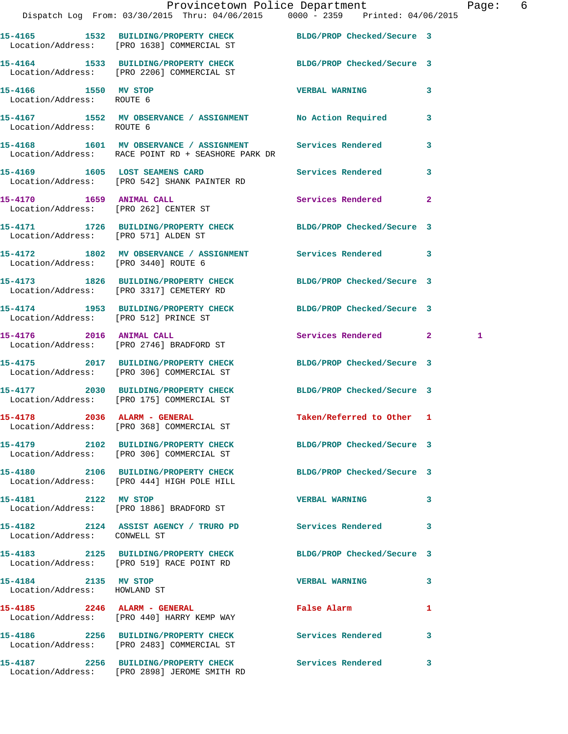15-4165 1532 BUILDING/PROPERTY CHECK BLDG/PROP Checked/Secure 3
Location/Address: [PRO 1638] COMMERCIAL ST

15-4164 1533 BUILDING/PROPERTY CHECK BLDG/PROP Checked/Secure 3
Location/Address: [PRO 2206] COMMERCIAL ST

15-4166 1550 MV STOP VERBAL WARNING 3
Location/Address: ROUTE 6

15-4167 1552 MV OBSERVANCE / ASSIGNMENT No Action Required 3
Location/Address: ROUTE 6

15-4168 1601 MV OBSERVANCE / ASSIGNMENT Services Rendered 3
Location/Address: RACE POINT RD + SEASHORE PARK DR

15-4169 1605 LOST SEAMENS CARD Services Rendered 3
Location/Address: [PRO 542] SHANK PAINTER RD

15-4170 1659 ANIMAL CALL Services Rendered 2
Location/Address: [PRO 262] CENTER ST

15-4171 1726 BUILDING/PROPERTY CHECK BLDG/PROP Checked/Secure 3
Location/Address: [PRO 571] ALDEN ST

15-4172 1802 MV OBSERVANCE / ASSIGNMENT Services Rendered 3
Location/Address: [PRO 3440] ROUTE 6

15-4173 1826 BUILDING/PROPERTY CHECK BLDG/PROP Checked/Secure 3
Location/Address: [PRO 3317] CEMETERY RD

15-4174 1953 BUILDING/PROPERTY CHECK BLDG/PROP Checked/Secure 3
Location/Address: [PRO 512] PRINCE ST

15-4176 2016 ANIMAL CALL Services Rendered 2 1
Location/Address: [PRO 2746] BRADFORD ST

15-4175 2017 BUILDING/PROPERTY CHECK BLDG/PROP Checked/Secure 3
Location/Address: [PRO 306] COMMERCIAL ST

15-4177 2030 BUILDING/PROPERTY CHECK BLDG/PROP Checked/Secure 3
Location/Address: [PRO 175] COMMERCIAL ST

15-4178 2036 ALARM - GENERAL Taken/Referred to Other 1
Location/Address: [PRO 368] COMMERCIAL ST

15-4179 2102 BUILDING/PROPERTY CHECK BLDG/PROP Checked/Secure 3
Location/Address: [PRO 306] COMMERCIAL ST

15-4180 2106 BUILDING/PROPERTY CHECK BLDG/PROP Checked/Secure 3
Location/Address: [PRO 444] HIGH POLE HILL

15-4181 2122 MV STOP VERBAL WARNING 3
Location/Address: [PRO 1886] BRADFORD ST

15-4182 2124 ASSIST AGENCY / TRURO PD Services Rendered 3
Location/Address: CONWELL ST

15-4183 2125 BUILDING/PROPERTY CHECK BLDG/PROP Checked/Secure 3
Location/Address: [PRO 519] RACE POINT RD

15-4184 2135 MV STOP VERBAL WARNING 3
Location/Address: HOWLAND ST

15-4185 2246 ALARM - GENERAL False Alarm 1
Location/Address: [PRO 440] HARRY KEMP WAY

15-4186 2256 BUILDING/PROPERTY CHECK Services Rendered 3
Location/Address: [PRO 2483] COMMERCIAL ST

15-4187 2256 BUILDING/PROPERTY CHECK Services Rendered 3
Location/Address: [PRO 2898] JEROME SMITH RD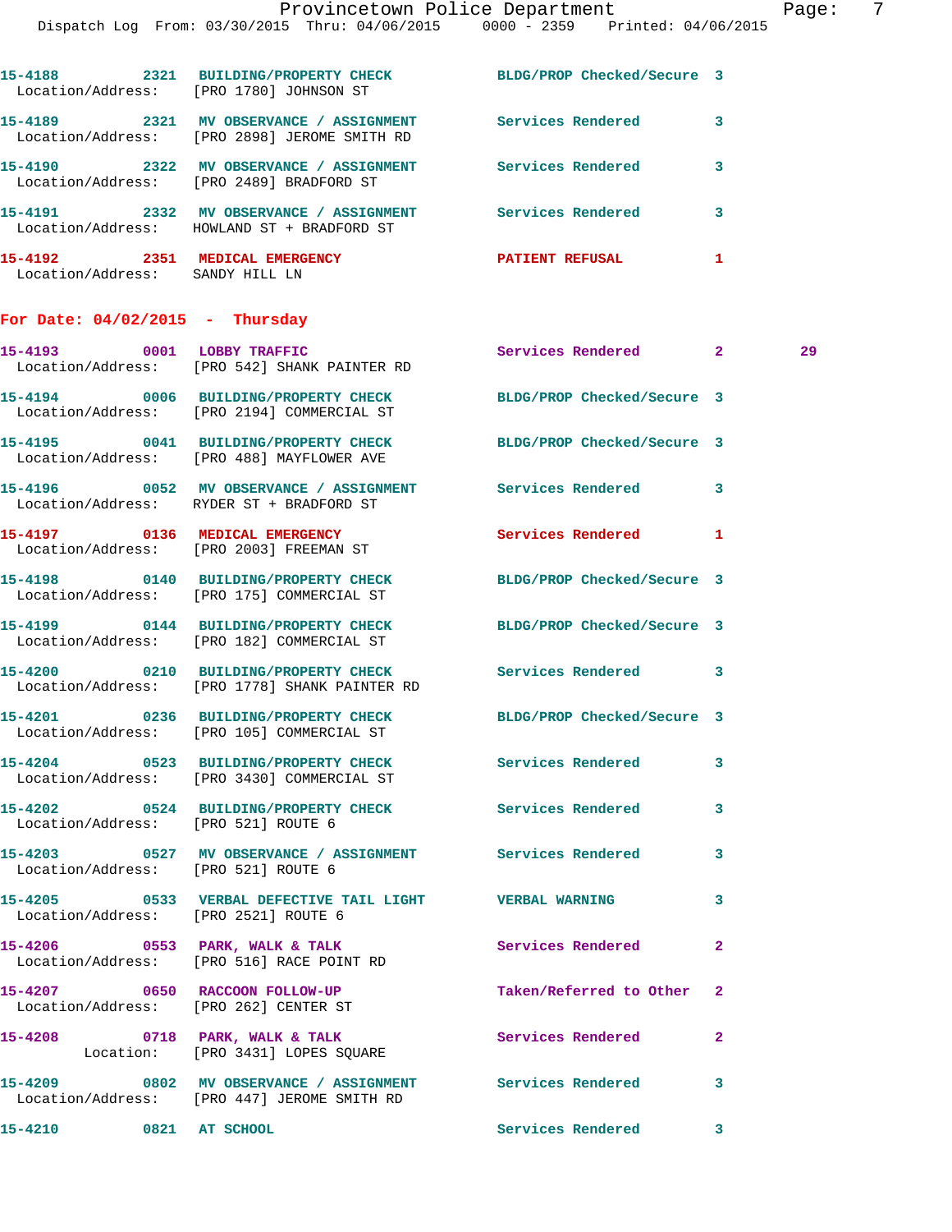15-4188 2321 BUILDING/PROPERTY CHECK BLDG/PROP Checked/Secure 3
Location/Address: [PRO 1780] JOHNSON ST

15-4189 2321 MV OBSERVANCE / ASSIGNMENT Services Rendered 3
Location/Address: [PRO 2898] JEROME SMITH RD

15-4190 2322 MV OBSERVANCE / ASSIGNMENT Services Rendered 3
Location/Address: [PRO 2489] BRADFORD ST

15-4191 2332 MV OBSERVANCE / ASSIGNMENT Services Rendered 3
Location/Address: HOWLAND ST + BRADFORD ST

15-4192 2351 MEDICAL EMERGENCY PATIENT REFUSAL 1
Location/Address: SANDY HILL LN

**For Date: 04/02/2015 - Thursday**

15-4193 0001 LOBBY TRAFFIC Services Rendered 2 29
Location/Address: [PRO 542] SHANK PAINTER RD

15-4194 0006 BUILDING/PROPERTY CHECK BLDG/PROP Checked/Secure 3
Location/Address: [PRO 2194] COMMERCIAL ST

15-4195 0041 BUILDING/PROPERTY CHECK BLDG/PROP Checked/Secure 3
Location/Address: [PRO 488] MAYFLOWER AVE

15-4196 0052 MV OBSERVANCE / ASSIGNMENT Services Rendered 3
Location/Address: RYDER ST + BRADFORD ST

15-4197 0136 MEDICAL EMERGENCY Services Rendered 1
Location/Address: [PRO 2003] FREEMAN ST

15-4198 0140 BUILDING/PROPERTY CHECK BLDG/PROP Checked/Secure 3
Location/Address: [PRO 175] COMMERCIAL ST

15-4199 0144 BUILDING/PROPERTY CHECK BLDG/PROP Checked/Secure 3
Location/Address: [PRO 182] COMMERCIAL ST

15-4200 0210 BUILDING/PROPERTY CHECK Services Rendered 3
Location/Address: [PRO 1778] SHANK PAINTER RD

15-4201 0236 BUILDING/PROPERTY CHECK BLDG/PROP Checked/Secure 3
Location/Address: [PRO 105] COMMERCIAL ST

15-4204 0523 BUILDING/PROPERTY CHECK Services Rendered 3
Location/Address: [PRO 3430] COMMERCIAL ST

15-4202 0524 BUILDING/PROPERTY CHECK Services Rendered 3
Location/Address: [PRO 521] ROUTE 6

15-4203 0527 MV OBSERVANCE / ASSIGNMENT Services Rendered 3
Location/Address: [PRO 521] ROUTE 6

15-4205 0533 VERBAL DEFECTIVE TAIL LIGHT VERBAL WARNING 3
Location/Address: [PRO 2521] ROUTE 6

15-4206 0553 PARK, WALK & TALK Services Rendered 2
Location/Address: [PRO 516] RACE POINT RD

15-4207 0650 RACCOON FOLLOW-UP Taken/Referred to Other 2
Location/Address: [PRO 262] CENTER ST

15-4208 0718 PARK, WALK & TALK Services Rendered 2
Location: [PRO 3431] LOPES SQUARE

15-4209 0802 MV OBSERVANCE / ASSIGNMENT Services Rendered 3
Location/Address: [PRO 447] JEROME SMITH RD

15-4210 0821 AT SCHOOL Services Rendered 3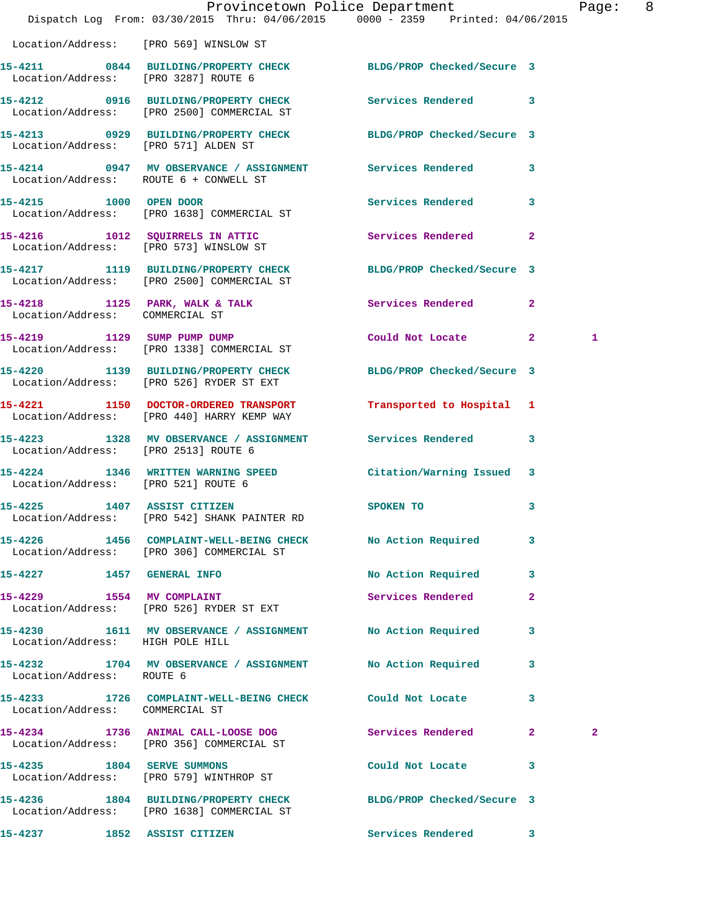Location/Address: [PRO 569] WINSLOW ST

15-4211 0844 BUILDING/PROPERTY CHECK BLDG/PROP Checked/Secure 3
Location/Address: [PRO 3287] ROUTE 6

15-4212 0916 BUILDING/PROPERTY CHECK Services Rendered 3
Location/Address: [PRO 2500] COMMERCIAL ST

15-4213 0929 BUILDING/PROPERTY CHECK BLDG/PROP Checked/Secure 3
Location/Address: [PRO 571] ALDEN ST

15-4214 0947 MV OBSERVANCE / ASSIGNMENT Services Rendered 3
Location/Address: ROUTE 6 + CONWELL ST

15-4215 1000 OPEN DOOR Services Rendered 3
Location/Address: [PRO 1638] COMMERCIAL ST

15-4216 1012 SQUIRRELS IN ATTIC Services Rendered 2
Location/Address: [PRO 573] WINSLOW ST

15-4217 1119 BUILDING/PROPERTY CHECK BLDG/PROP Checked/Secure 3
Location/Address: [PRO 2500] COMMERCIAL ST

15-4218 1125 PARK, WALK & TALK Services Rendered 2
Location/Address: COMMERCIAL ST

15-4219 1129 SUMP PUMP DUMP Could Not Locate 2 1
Location/Address: [PRO 1338] COMMERCIAL ST

15-4220 1139 BUILDING/PROPERTY CHECK BLDG/PROP Checked/Secure 3
Location/Address: [PRO 526] RYDER ST EXT

15-4221 1150 DOCTOR-ORDERED TRANSPORT Transported to Hospital 1
Location/Address: [PRO 440] HARRY KEMP WAY

15-4223 1328 MV OBSERVANCE / ASSIGNMENT Services Rendered 3
Location/Address: [PRO 2513] ROUTE 6

15-4224 1346 WRITTEN WARNING SPEED Citation/Warning Issued 3
Location/Address: [PRO 521] ROUTE 6

15-4225 1407 ASSIST CITIZEN SPOKEN TO 3
Location/Address: [PRO 542] SHANK PAINTER RD

15-4226 1456 COMPLAINT-WELL-BEING CHECK No Action Required 3
Location/Address: [PRO 306] COMMERCIAL ST

15-4227 1457 GENERAL INFO No Action Required 3

15-4229 1554 MV COMPLAINT Services Rendered 2
Location/Address: [PRO 526] RYDER ST EXT

15-4230 1611 MV OBSERVANCE / ASSIGNMENT No Action Required 3
Location/Address: HIGH POLE HILL

15-4232 1704 MV OBSERVANCE / ASSIGNMENT No Action Required 3
Location/Address: ROUTE 6

15-4233 1726 COMPLAINT-WELL-BEING CHECK Could Not Locate 3
Location/Address: COMMERCIAL ST

15-4234 1736 ANIMAL CALL-LOOSE DOG Services Rendered 2 2
Location/Address: [PRO 356] COMMERCIAL ST

15-4235 1804 SERVE SUMMONS Could Not Locate 3
Location/Address: [PRO 579] WINTHROP ST

15-4236 1804 BUILDING/PROPERTY CHECK BLDG/PROP Checked/Secure 3
Location/Address: [PRO 1638] COMMERCIAL ST

15-4237 1852 ASSIST CITIZEN Services Rendered 3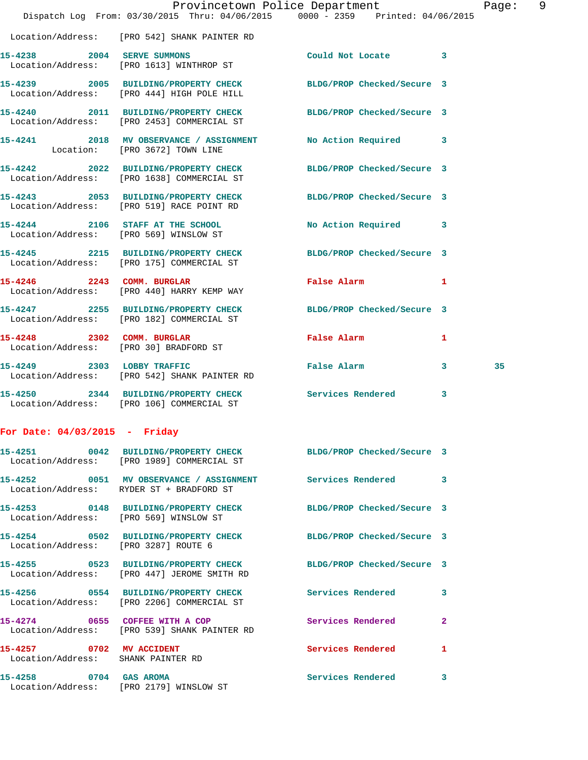Location/Address: [PRO 542] SHANK PAINTER RD

**15-4238** 2004 **SERVE SUMMONS** Could Not Locate 3
Location/Address: [PRO 1613] WINTHROP ST

**15-4239** 2005 **BUILDING/PROPERTY CHECK** BLDG/PROP Checked/Secure 3
Location/Address: [PRO 444] HIGH POLE HILL

**15-4240** 2011 **BUILDING/PROPERTY CHECK** BLDG/PROP Checked/Secure 3
Location/Address: [PRO 2453] COMMERCIAL ST

**15-4241** 2018 **MV OBSERVANCE / ASSIGNMENT** No Action Required 3
Location: [PRO 3672] TOWN LINE

**15-4242** 2022 **BUILDING/PROPERTY CHECK** BLDG/PROP Checked/Secure 3
Location/Address: [PRO 1638] COMMERCIAL ST

**15-4243** 2053 **BUILDING/PROPERTY CHECK** BLDG/PROP Checked/Secure 3
Location/Address: [PRO 519] RACE POINT RD

**15-4244** 2106 **STAFF AT THE SCHOOL** No Action Required 3
Location/Address: [PRO 569] WINSLOW ST

**15-4245** 2215 **BUILDING/PROPERTY CHECK** BLDG/PROP Checked/Secure 3
Location/Address: [PRO 175] COMMERCIAL ST

**15-4246** 2243 **COMM. BURGLAR** False Alarm 1
Location/Address: [PRO 440] HARRY KEMP WAY

**15-4247** 2255 **BUILDING/PROPERTY CHECK** BLDG/PROP Checked/Secure 3
Location/Address: [PRO 182] COMMERCIAL ST

**15-4248** 2302 **COMM. BURGLAR** False Alarm 1
Location/Address: [PRO 30] BRADFORD ST

**15-4249** 2303 **LOBBY TRAFFIC** False Alarm 3 35
Location/Address: [PRO 542] SHANK PAINTER RD

**15-4250** 2344 **BUILDING/PROPERTY CHECK** Services Rendered 3
Location/Address: [PRO 106] COMMERCIAL ST

## For Date: 04/03/2015 - Friday

**15-4251** 0042 **BUILDING/PROPERTY CHECK** BLDG/PROP Checked/Secure 3
Location/Address: [PRO 1989] COMMERCIAL ST

**15-4252** 0051 **MV OBSERVANCE / ASSIGNMENT** Services Rendered 3
Location/Address: RYDER ST + BRADFORD ST

**15-4253** 0148 **BUILDING/PROPERTY CHECK** BLDG/PROP Checked/Secure 3
Location/Address: [PRO 569] WINSLOW ST

**15-4254** 0502 **BUILDING/PROPERTY CHECK** BLDG/PROP Checked/Secure 3
Location/Address: [PRO 3287] ROUTE 6

**15-4255** 0523 **BUILDING/PROPERTY CHECK** BLDG/PROP Checked/Secure 3
Location/Address: [PRO 447] JEROME SMITH RD

**15-4256** 0554 **BUILDING/PROPERTY CHECK** Services Rendered 3
Location/Address: [PRO 2206] COMMERCIAL ST

**15-4274** 0655 **COFFEE WITH A COP** Services Rendered 2
Location/Address: [PRO 539] SHANK PAINTER RD

**15-4257** 0702 **MV ACCIDENT** Services Rendered 1
Location/Address: SHANK PAINTER RD

**15-4258** 0704 **GAS AROMA** Services Rendered 3
Location/Address: [PRO 2179] WINSLOW ST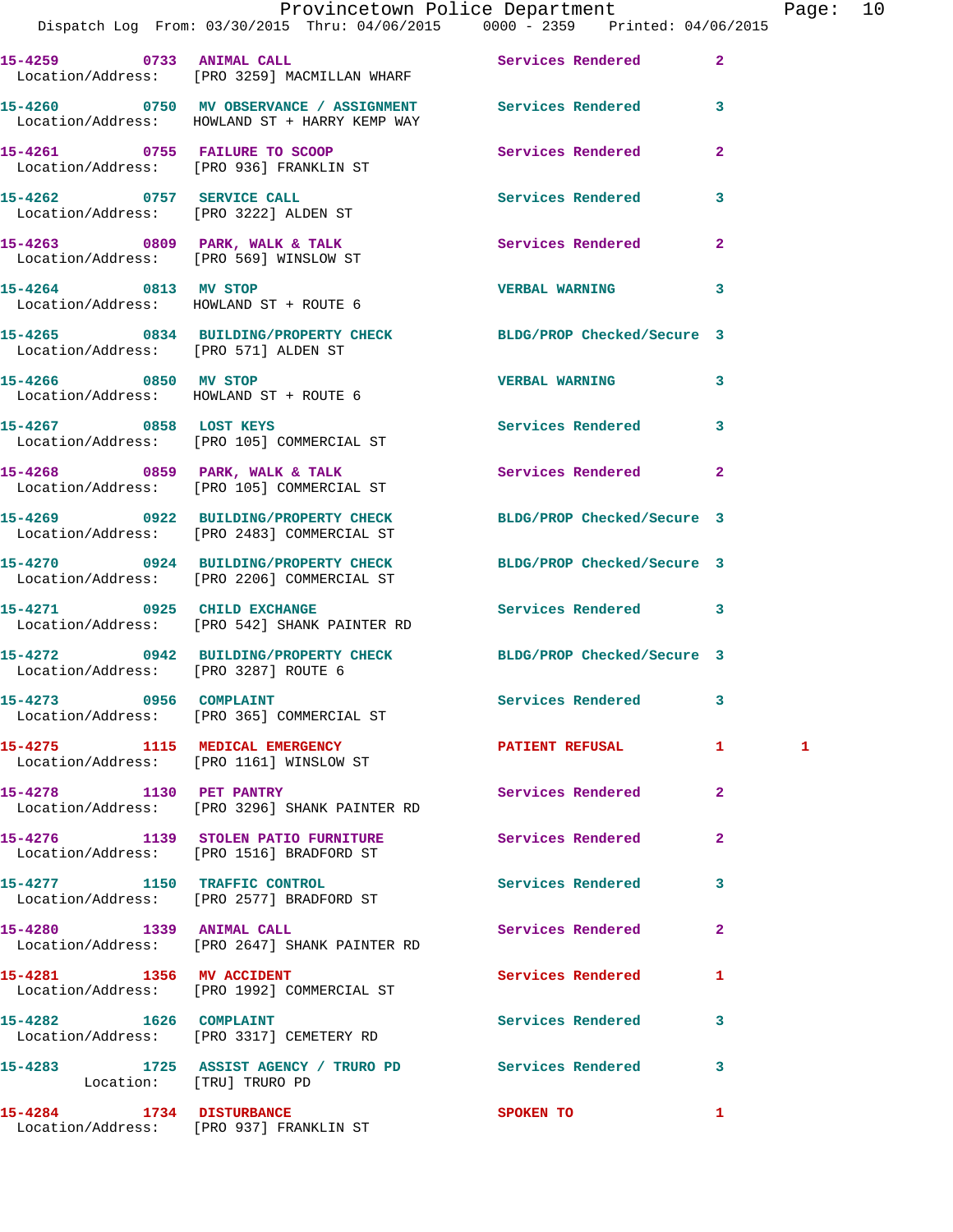15-4259 0733 ANIMAL CALL Services Rendered 2
Location/Address: [PRO 3259] MACMILLAN WHARF

15-4260 0750 MV OBSERVANCE / ASSIGNMENT Services Rendered 3
Location/Address: HOWLAND ST + HARRY KEMP WAY

15-4261 0755 FAILURE TO SCOOP Services Rendered 2
Location/Address: [PRO 936] FRANKLIN ST

15-4262 0757 SERVICE CALL Services Rendered 3
Location/Address: [PRO 3222] ALDEN ST

15-4263 0809 PARK, WALK & TALK Services Rendered 2
Location/Address: [PRO 569] WINSLOW ST

15-4264 0813 MV STOP VERBAL WARNING 3
Location/Address: HOWLAND ST + ROUTE 6

15-4265 0834 BUILDING/PROPERTY CHECK BLDG/PROP Checked/Secure 3
Location/Address: [PRO 571] ALDEN ST

15-4266 0850 MV STOP VERBAL WARNING 3
Location/Address: HOWLAND ST + ROUTE 6

15-4267 0858 LOST KEYS Services Rendered 3
Location/Address: [PRO 105] COMMERCIAL ST

15-4268 0859 PARK, WALK & TALK Services Rendered 2
Location/Address: [PRO 105] COMMERCIAL ST

15-4269 0922 BUILDING/PROPERTY CHECK BLDG/PROP Checked/Secure 3
Location/Address: [PRO 2483] COMMERCIAL ST

15-4270 0924 BUILDING/PROPERTY CHECK BLDG/PROP Checked/Secure 3
Location/Address: [PRO 2206] COMMERCIAL ST

15-4271 0925 CHILD EXCHANGE Services Rendered 3
Location/Address: [PRO 542] SHANK PAINTER RD

15-4272 0942 BUILDING/PROPERTY CHECK BLDG/PROP Checked/Secure 3
Location/Address: [PRO 3287] ROUTE 6

15-4273 0956 COMPLAINT Services Rendered 3
Location/Address: [PRO 365] COMMERCIAL ST

15-4275 1115 MEDICAL EMERGENCY PATIENT REFUSAL 1 1
Location/Address: [PRO 1161] WINSLOW ST

15-4278 1130 PET PANTRY Services Rendered 2
Location/Address: [PRO 3296] SHANK PAINTER RD

15-4276 1139 STOLEN PATIO FURNITURE Services Rendered 2
Location/Address: [PRO 1516] BRADFORD ST

15-4277 1150 TRAFFIC CONTROL Services Rendered 3
Location/Address: [PRO 2577] BRADFORD ST

15-4280 1339 ANIMAL CALL Services Rendered 2
Location/Address: [PRO 2647] SHANK PAINTER RD

15-4281 1356 MV ACCIDENT Services Rendered 1
Location/Address: [PRO 1992] COMMERCIAL ST

15-4282 1626 COMPLAINT Services Rendered 3
Location/Address: [PRO 3317] CEMETERY RD

15-4283 1725 ASSIST AGENCY / TRURO PD Services Rendered 3
Location: [TRU] TRURO PD

15-4284 1734 DISTURBANCE SPOKEN TO 1
Location/Address: [PRO 937] FRANKLIN ST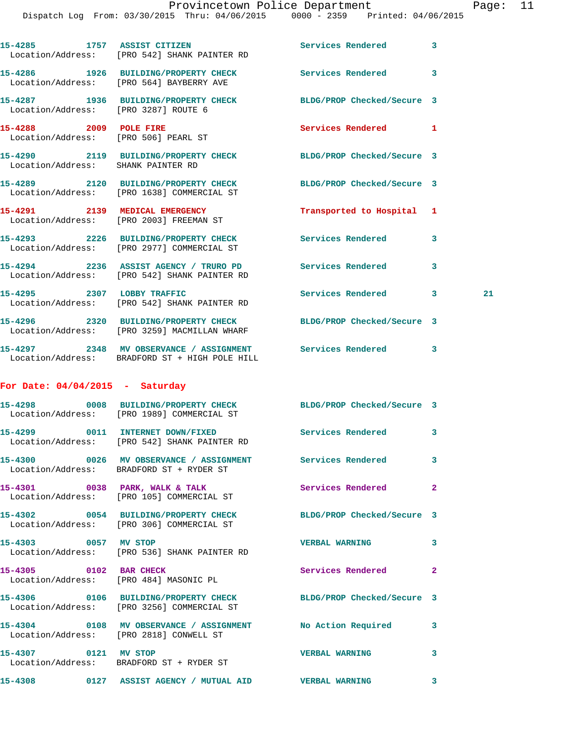15-4285 1757 ASSIST CITIZEN Services Rendered 3
Location/Address: [PRO 542] SHANK PAINTER RD

15-4286 1926 BUILDING/PROPERTY CHECK Services Rendered 3
Location/Address: [PRO 564] BAYBERRY AVE

15-4287 1936 BUILDING/PROPERTY CHECK BLDG/PROP Checked/Secure 3
Location/Address: [PRO 3287] ROUTE 6

15-4288 2009 POLE FIRE Services Rendered 1
Location/Address: [PRO 506] PEARL ST

15-4290 2119 BUILDING/PROPERTY CHECK BLDG/PROP Checked/Secure 3
Location/Address: SHANK PAINTER RD

15-4289 2120 BUILDING/PROPERTY CHECK BLDG/PROP Checked/Secure 3
Location/Address: [PRO 1638] COMMERCIAL ST

15-4291 2139 MEDICAL EMERGENCY Transported to Hospital 1
Location/Address: [PRO 2003] FREEMAN ST

15-4293 2226 BUILDING/PROPERTY CHECK Services Rendered 3
Location/Address: [PRO 2977] COMMERCIAL ST

15-4294 2236 ASSIST AGENCY / TRURO PD Services Rendered 3
Location/Address: [PRO 542] SHANK PAINTER RD

15-4295 2307 LOBBY TRAFFIC Services Rendered 3 21
Location/Address: [PRO 542] SHANK PAINTER RD

15-4296 2320 BUILDING/PROPERTY CHECK BLDG/PROP Checked/Secure 3
Location/Address: [PRO 3259] MACMILLAN WHARF

15-4297 2348 MV OBSERVATION / ASSIGNMENT Services Rendered 3
Location/Address: BRADFORD ST + HIGH POLE HILL

## For Date: 04/04/2015 - Saturday

15-4298 0008 BUILDING/PROPERTY CHECK BLDG/PROP Checked/Secure 3
Location/Address: [PRO 1989] COMMERCIAL ST

15-4299 0011 INTERNET DOWN/FIXED Services Rendered 3
Location/Address: [PRO 542] SHANK PAINTER RD

15-4300 0026 MV OBSERVATION / ASSIGNMENT Services Rendered 3
Location/Address: BRADFORD ST + RYDER ST

15-4301 0038 PARK, WALK & TALK Services Rendered 2
Location/Address: [PRO 105] COMMERCIAL ST

15-4302 0054 BUILDING/PROPERTY CHECK BLDG/PROP Checked/Secure 3
Location/Address: [PRO 306] COMMERCIAL ST

15-4303 0057 MV STOP VERBAL WARNING 3
Location/Address: [PRO 536] SHANK PAINTER RD

15-4305 0102 BAR CHECK Services Rendered 2
Location/Address: [PRO 484] MASONIC PL

15-4306 0106 BUILDING/PROPERTY CHECK BLDG/PROP Checked/Secure 3
Location/Address: [PRO 3256] COMMERCIAL ST

15-4304 0108 MV OBSERVATION / ASSIGNMENT No Action Required 3
Location/Address: [PRO 2818] CONWELL ST

15-4307 0121 MV STOP VERBAL WARNING 3
Location/Address: BRADFORD ST + RYDER ST

15-4308 0127 ASSIST AGENCY / MUTUAL AID VERBAL WARNING 3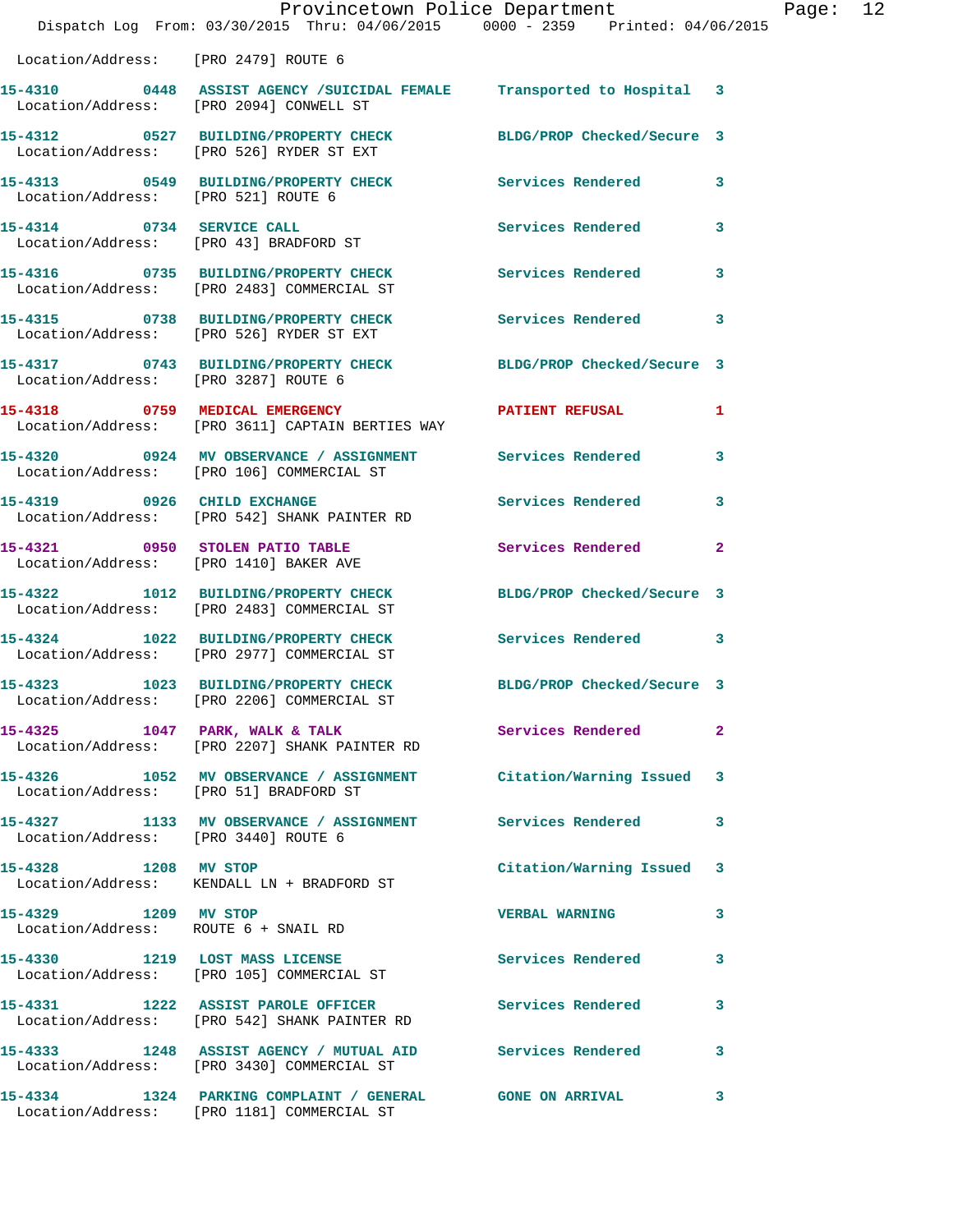Location/Address: [PRO 2479] ROUTE 6

| Call # | Time | Call Reason | Action | Priority |
|---|---|---|---|---|
| 15-4310 | 0448 | ASSIST AGENCY /SUICIDAL FEMALE | Transported to Hospital | 3 |
| | | Location/Address: [PRO 2094] CONWELL ST | | |
| 15-4312 | 0527 | BUILDING/PROPERTY CHECK | BLDG/PROP Checked/Secure | 3 |
| | | Location/Address: [PRO 526] RYDER ST EXT | | |
| 15-4313 | 0549 | BUILDING/PROPERTY CHECK | Services Rendered | 3 |
| | | Location/Address: [PRO 521] ROUTE 6 | | |
| 15-4314 | 0734 | SERVICE CALL | Services Rendered | 3 |
| | | Location/Address: [PRO 43] BRADFORD ST | | |
| 15-4316 | 0735 | BUILDING/PROPERTY CHECK | Services Rendered | 3 |
| | | Location/Address: [PRO 2483] COMMERCIAL ST | | |
| 15-4315 | 0738 | BUILDING/PROPERTY CHECK | Services Rendered | 3 |
| | | Location/Address: [PRO 526] RYDER ST EXT | | |
| 15-4317 | 0743 | BUILDING/PROPERTY CHECK | BLDG/PROP Checked/Secure | 3 |
| | | Location/Address: [PRO 3287] ROUTE 6 | | |
| 15-4318 | 0759 | MEDICAL EMERGENCY | PATIENT REFUSAL | 1 |
| | | Location/Address: [PRO 3611] CAPTAIN BERTIES WAY | | |
| 15-4320 | 0924 | MV OBSERVANCE / ASSIGNMENT | Services Rendered | 3 |
| | | Location/Address: [PRO 106] COMMERCIAL ST | | |
| 15-4319 | 0926 | CHILD EXCHANGE | Services Rendered | 3 |
| | | Location/Address: [PRO 542] SHANK PAINTER RD | | |
| 15-4321 | 0950 | STOLEN PATIO TABLE | Services Rendered | 2 |
| | | Location/Address: [PRO 1410] BAKER AVE | | |
| 15-4322 | 1012 | BUILDING/PROPERTY CHECK | BLDG/PROP Checked/Secure | 3 |
| | | Location/Address: [PRO 2483] COMMERCIAL ST | | |
| 15-4324 | 1022 | BUILDING/PROPERTY CHECK | Services Rendered | 3 |
| | | Location/Address: [PRO 2977] COMMERCIAL ST | | |
| 15-4323 | 1023 | BUILDING/PROPERTY CHECK | BLDG/PROP Checked/Secure | 3 |
| | | Location/Address: [PRO 2206] COMMERCIAL ST | | |
| 15-4325 | 1047 | PARK, WALK & TALK | Services Rendered | 2 |
| | | Location/Address: [PRO 2207] SHANK PAINTER RD | | |
| 15-4326 | 1052 | MV OBSERVANCE / ASSIGNMENT | Citation/Warning Issued | 3 |
| | | Location/Address: [PRO 51] BRADFORD ST | | |
| 15-4327 | 1133 | MV OBSERVANCE / ASSIGNMENT | Services Rendered | 3 |
| | | Location/Address: [PRO 3440] ROUTE 6 | | |
| 15-4328 | 1208 | MV STOP | Citation/Warning Issued | 3 |
| | | Location/Address: KENDALL LN + BRADFORD ST | | |
| 15-4329 | 1209 | MV STOP | VERBAL WARNING | 3 |
| | | Location/Address: ROUTE 6 + SNAIL RD | | |
| 15-4330 | 1219 | LOST MASS LICENSE | Services Rendered | 3 |
| | | Location/Address: [PRO 105] COMMERCIAL ST | | |
| 15-4331 | 1222 | ASSIST PAROLE OFFICER | Services Rendered | 3 |
| | | Location/Address: [PRO 542] SHANK PAINTER RD | | |
| 15-4333 | 1248 | ASSIST AGENCY / MUTUAL AID | Services Rendered | 3 |
| | | Location/Address: [PRO 3430] COMMERCIAL ST | | |
| 15-4334 | 1324 | PARKING COMPLAINT / GENERAL | GONE ON ARRIVAL | 3 |
| | | Location/Address: [PRO 1181] COMMERCIAL ST | | |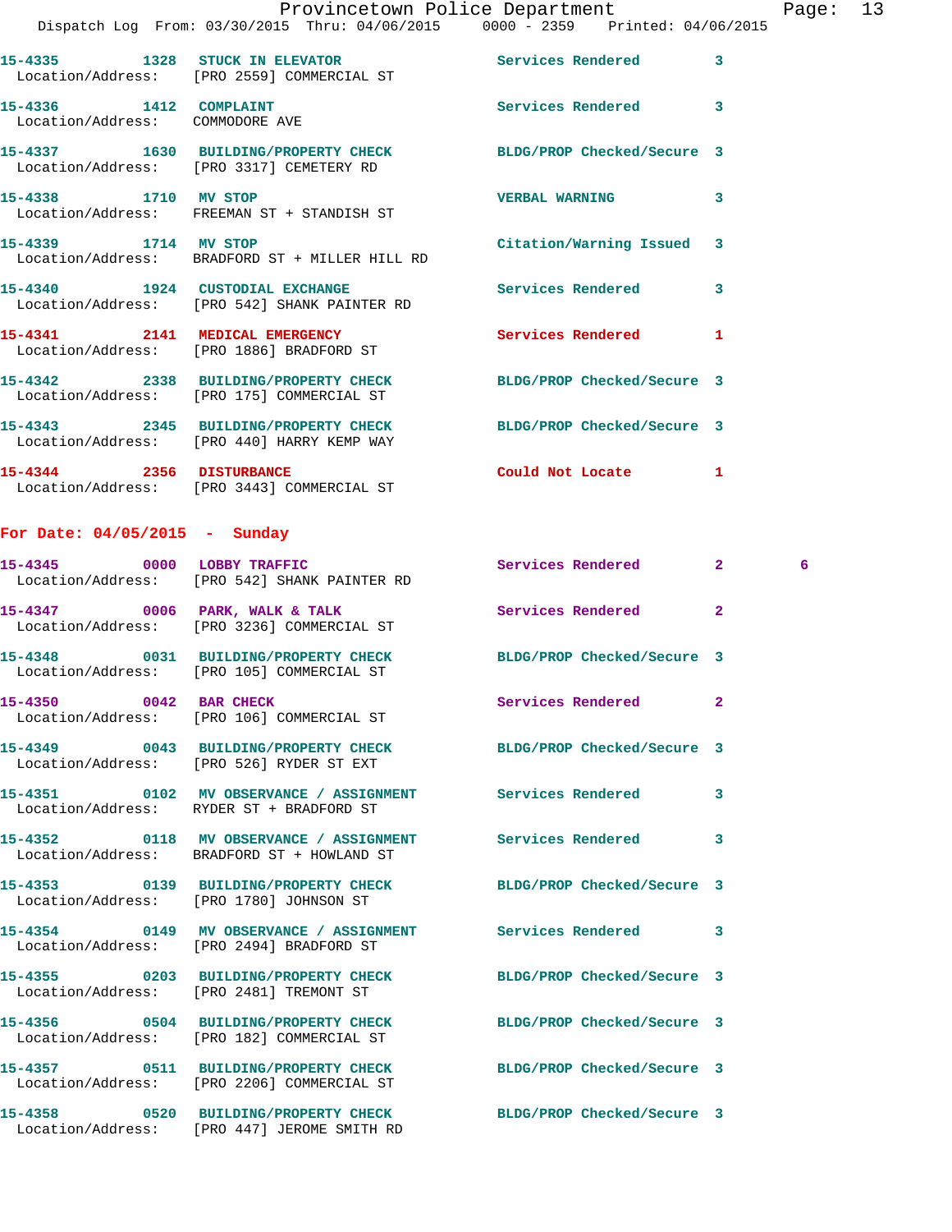15-4335 1328 STUCK IN ELEVATOR Services Rendered 3
Location/Address: [PRO 2559] COMMERCIAL ST

15-4336 1412 COMPLAINT Services Rendered 3
Location/Address: COMMODORE AVE

15-4337 1630 BUILDING/PROPERTY CHECK BLDG/PROP Checked/Secure 3
Location/Address: [PRO 3317] CEMETERY RD

15-4338 1710 MV STOP VERBAL WARNING 3
Location/Address: FREEMAN ST + STANDISH ST

15-4339 1714 MV STOP Citation/Warning Issued 3
Location/Address: BRADFORD ST + MILLER HILL RD

15-4340 1924 CUSTODIAL EXCHANGE Services Rendered 3
Location/Address: [PRO 542] SHANK PAINTER RD

15-4341 2141 MEDICAL EMERGENCY Services Rendered 1
Location/Address: [PRO 1886] BRADFORD ST

15-4342 2338 BUILDING/PROPERTY CHECK BLDG/PROP Checked/Secure 3
Location/Address: [PRO 175] COMMERCIAL ST

15-4343 2345 BUILDING/PROPERTY CHECK BLDG/PROP Checked/Secure 3
Location/Address: [PRO 440] HARRY KEMP WAY

15-4344 2356 DISTURBANCE Could Not Locate 1
Location/Address: [PRO 3443] COMMERCIAL ST

## For Date: 04/05/2015 - Sunday

15-4345 0000 LOBBY TRAFFIC Services Rendered 2 6
Location/Address: [PRO 542] SHANK PAINTER RD

15-4347 0006 PARK, WALK & TALK Services Rendered 2
Location/Address: [PRO 3236] COMMERCIAL ST

15-4348 0031 BUILDING/PROPERTY CHECK BLDG/PROP Checked/Secure 3
Location/Address: [PRO 105] COMMERCIAL ST

15-4350 0042 BAR CHECK Services Rendered 2
Location/Address: [PRO 106] COMMERCIAL ST

15-4349 0043 BUILDING/PROPERTY CHECK BLDG/PROP Checked/Secure 3
Location/Address: [PRO 526] RYDER ST EXT

15-4351 0102 MV OBSERVANCE / ASSIGNMENT Services Rendered 3
Location/Address: RYDER ST + BRADFORD ST

15-4352 0118 MV OBSERVANCE / ASSIGNMENT Services Rendered 3
Location/Address: BRADFORD ST + HOWLAND ST

15-4353 0139 BUILDING/PROPERTY CHECK BLDG/PROP Checked/Secure 3
Location/Address: [PRO 1780] JOHNSON ST

15-4354 0149 MV OBSERVANCE / ASSIGNMENT Services Rendered 3
Location/Address: [PRO 2494] BRADFORD ST

15-4355 0203 BUILDING/PROPERTY CHECK BLDG/PROP Checked/Secure 3
Location/Address: [PRO 2481] TREMONT ST

15-4356 0504 BUILDING/PROPERTY CHECK BLDG/PROP Checked/Secure 3
Location/Address: [PRO 182] COMMERCIAL ST

15-4357 0511 BUILDING/PROPERTY CHECK BLDG/PROP Checked/Secure 3
Location/Address: [PRO 2206] COMMERCIAL ST

15-4358 0520 BUILDING/PROPERTY CHECK BLDG/PROP Checked/Secure 3
Location/Address: [PRO 447] JEROME SMITH RD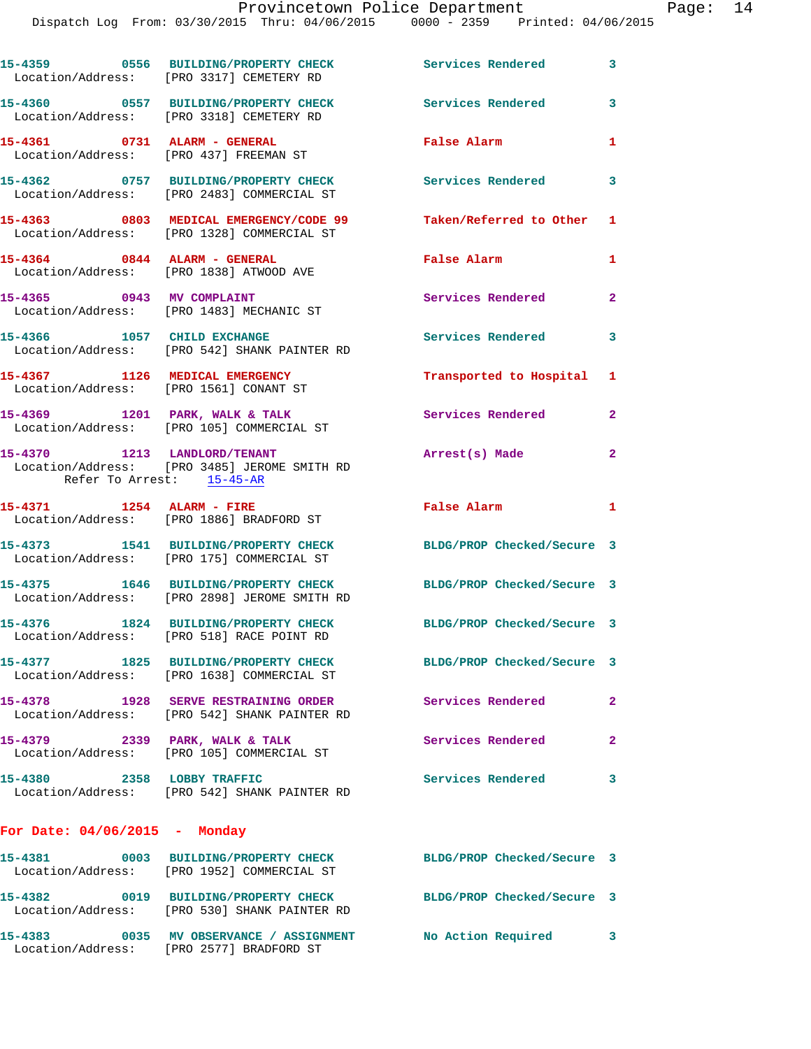15-4359 0556 BUILDING/PROPERTY CHECK Services Rendered 3
Location/Address: [PRO 3317] CEMETERY RD

15-4360 0557 BUILDING/PROPERTY CHECK Services Rendered 3
Location/Address: [PRO 3318] CEMETERY RD

15-4361 0731 ALARM - GENERAL False Alarm 1
Location/Address: [PRO 437] FREEMAN ST

15-4362 0757 BUILDING/PROPERTY CHECK Services Rendered 3
Location/Address: [PRO 2483] COMMERCIAL ST

15-4363 0803 MEDICAL EMERGENCY/CODE 99 Taken/Referred to Other 1
Location/Address: [PRO 1328] COMMERCIAL ST

15-4364 0844 ALARM - GENERAL False Alarm 1
Location/Address: [PRO 1838] ATWOOD AVE

15-4365 0943 MV COMPLAINT Services Rendered 2
Location/Address: [PRO 1483] MECHANIC ST

15-4366 1057 CHILD EXCHANGE Services Rendered 3
Location/Address: [PRO 542] SHANK PAINTER RD

15-4367 1126 MEDICAL EMERGENCY Transported to Hospital 1
Location/Address: [PRO 1561] CONANT ST

15-4369 1201 PARK, WALK & TALK Services Rendered 2
Location/Address: [PRO 105] COMMERCIAL ST

15-4370 1213 LANDLORD/TENANT Arrest(s) Made 2
Location/Address: [PRO 3485] JEROME SMITH RD
Refer To Arrest: 15-45-AR

15-4371 1254 ALARM - FIRE False Alarm 1
Location/Address: [PRO 1886] BRADFORD ST

15-4373 1541 BUILDING/PROPERTY CHECK BLDG/PROP Checked/Secure 3
Location/Address: [PRO 175] COMMERCIAL ST

15-4375 1646 BUILDING/PROPERTY CHECK BLDG/PROP Checked/Secure 3
Location/Address: [PRO 2898] JEROME SMITH RD

15-4376 1824 BUILDING/PROPERTY CHECK BLDG/PROP Checked/Secure 3
Location/Address: [PRO 518] RACE POINT RD

15-4377 1825 BUILDING/PROPERTY CHECK BLDG/PROP Checked/Secure 3
Location/Address: [PRO 1638] COMMERCIAL ST

15-4378 1928 SERVE RESTRAINING ORDER Services Rendered 2
Location/Address: [PRO 542] SHANK PAINTER RD

15-4379 2339 PARK, WALK & TALK Services Rendered 2
Location/Address: [PRO 105] COMMERCIAL ST

15-4380 2358 LOBBY TRAFFIC Services Rendered 3
Location/Address: [PRO 542] SHANK PAINTER RD

**For Date: 04/06/2015 - Monday**

15-4381 0003 BUILDING/PROPERTY CHECK BLDG/PROP Checked/Secure 3
Location/Address: [PRO 1952] COMMERCIAL ST

15-4382 0019 BUILDING/PROPERTY CHECK BLDG/PROP Checked/Secure 3
Location/Address: [PRO 530] SHANK PAINTER RD

15-4383 0035 MV OBSERVANCE / ASSIGNMENT No Action Required 3
Location/Address: [PRO 2577] BRADFORD ST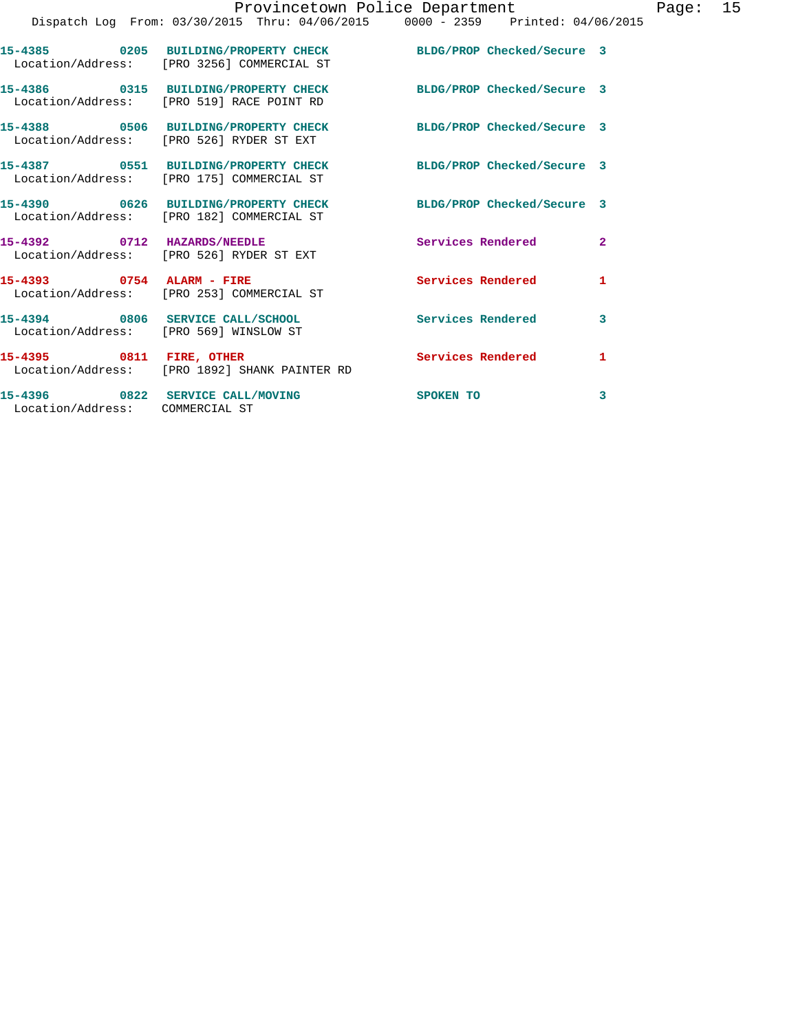15-4385 0205 BUILDING/PROPERTY CHECK BLDG/PROP Checked/Secure 3
Location/Address: [PRO 3256] COMMERCIAL ST

15-4386 0315 BUILDING/PROPERTY CHECK BLDG/PROP Checked/Secure 3
Location/Address: [PRO 519] RACE POINT RD

15-4388 0506 BUILDING/PROPERTY CHECK BLDG/PROP Checked/Secure 3
Location/Address: [PRO 526] RYDER ST EXT

15-4387 0551 BUILDING/PROPERTY CHECK BLDG/PROP Checked/Secure 3
Location/Address: [PRO 175] COMMERCIAL ST

15-4390 0626 BUILDING/PROPERTY CHECK BLDG/PROP Checked/Secure 3
Location/Address: [PRO 182] COMMERCIAL ST

15-4392 0712 HAZARDS/NEEDLE Services Rendered 2
Location/Address: [PRO 526] RYDER ST EXT

15-4393 0754 ALARM - FIRE Services Rendered 1
Location/Address: [PRO 253] COMMERCIAL ST

15-4394 0806 SERVICE CALL/SCHOOL Services Rendered 3
Location/Address: [PRO 569] WINSLOW ST

15-4395 0811 FIRE, OTHER Services Rendered 1
Location/Address: [PRO 1892] SHANK PAINTER RD

15-4396 0822 SERVICE CALL/MOVING SPOKEN TO 3
Location/Address: COMMERCIAL ST